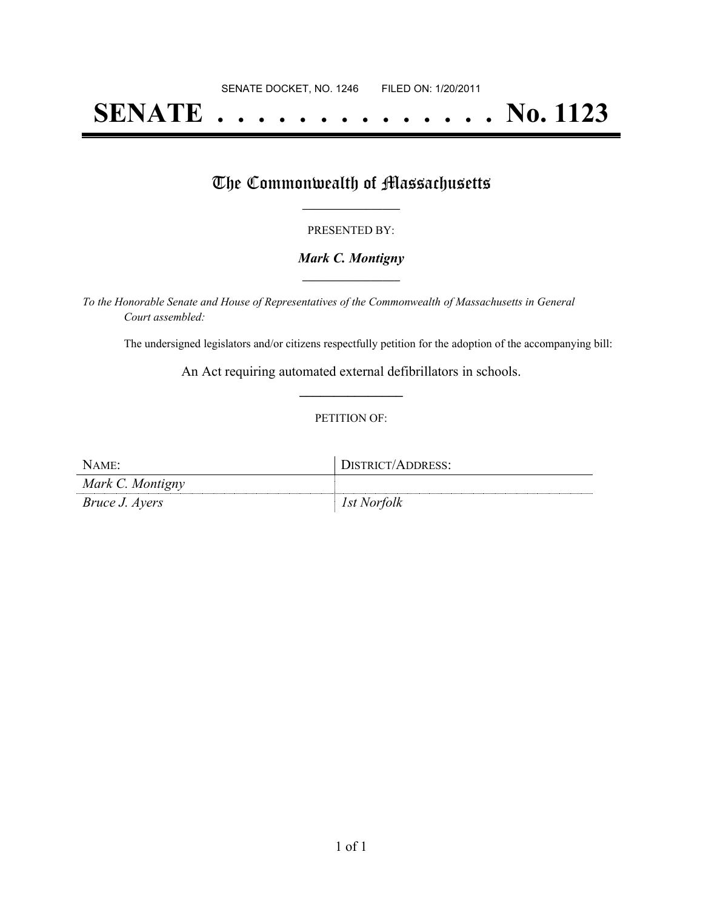SENATE DOCKET, NO. 1246 FILED ON: 1/20/2011

# SENATE . . . . . . . . . . . . . . No. 1123

## The Commonwealth of Massachusetts

PRESENTED BY:

***Mark C. Montigny***

*To the Honorable Senate and House of Representatives of the Commonwealth of Massachusetts in General Court assembled:*

The undersigned legislators and/or citizens respectfully petition for the adoption of the accompanying bill:

An Act requiring automated external defibrillators in schools.

PETITION OF:

| NAME: | DISTRICT/ADDRESS: |
|---|---|
| *Mark C. Montigny* | |
| *Bruce J. Ayers* | *1st Norfolk* |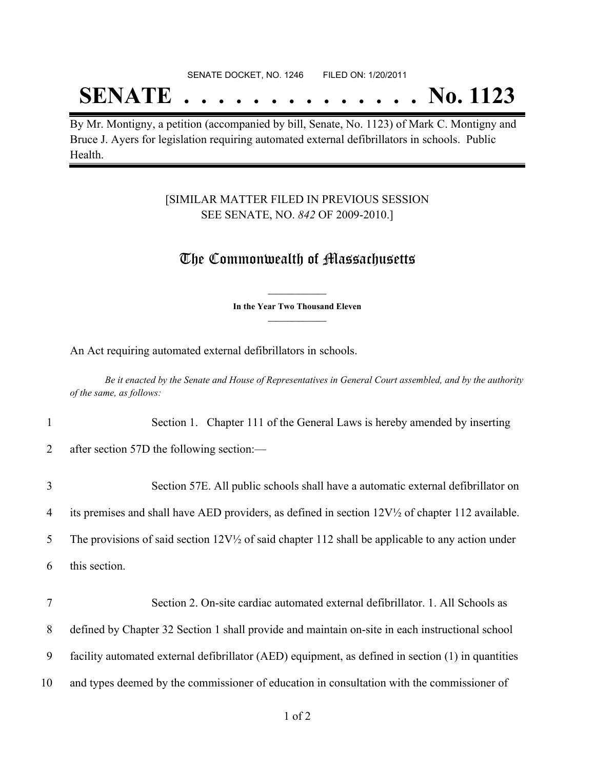SENATE DOCKET, NO. 1246        FILED ON: 1/20/2011

# SENATE . . . . . . . . . . . . . . No. 1123

By Mr. Montigny, a petition (accompanied by bill, Senate, No. 1123) of Mark C. Montigny and Bruce J. Ayers for legislation requiring automated external defibrillators in schools. Public Health.

[SIMILAR MATTER FILED IN PREVIOUS SESSION
SEE SENATE, NO. *842* OF 2009-2010.]

## The Commonwealth of Massachusetts

**In the Year Two Thousand Eleven**

An Act requiring automated external defibrillators in schools.

*Be it enacted by the Senate and House of Representatives in General Court assembled, and by the authority of the same, as follows:*

1 Section 1. Chapter 111 of the General Laws is hereby amended by inserting
2 after section 57D the following section:—

3 Section 57E. All public schools shall have a automatic external defibrillator on
4 its premises and shall have AED providers, as defined in section 12V½ of chapter 112 available.
5 The provisions of said section 12V½ of said chapter 112 shall be applicable to any action under
6 this section.

7 Section 2. On-site cardiac automated external defibrillator. 1. All Schools as
8 defined by Chapter 32 Section 1 shall provide and maintain on-site in each instructional school
9 facility automated external defibrillator (AED) equipment, as defined in section (1) in quantities
10 and types deemed by the commissioner of education in consultation with the commissioner of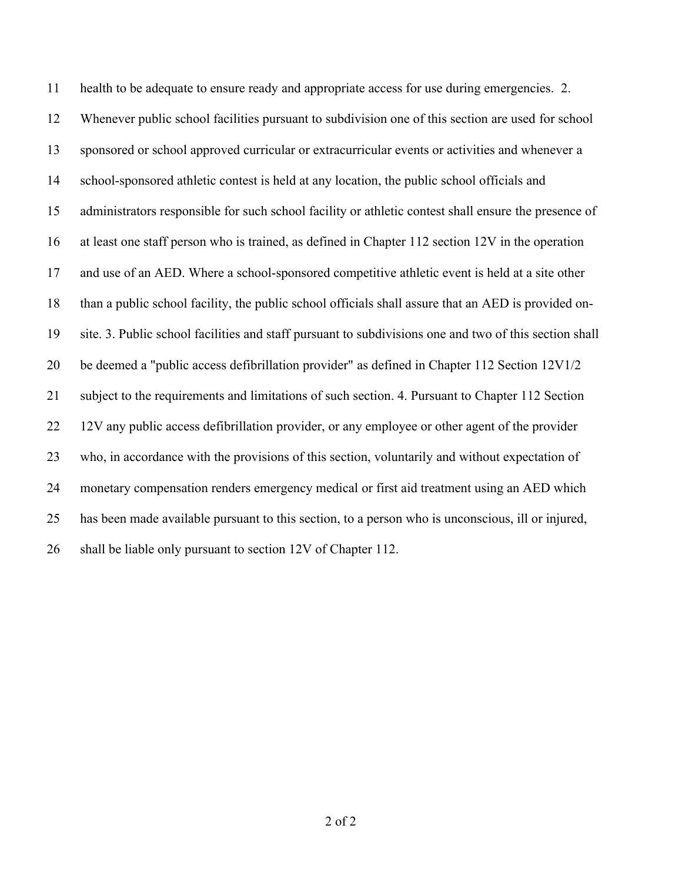11 health to be adequate to ensure ready and appropriate access for use during emergencies. 2.

12 Whenever public school facilities pursuant to subdivision one of this section are used for school

13 sponsored or school approved curricular or extracurricular events or activities and whenever a

14 school-sponsored athletic contest is held at any location, the public school officials and

15 administrators responsible for such school facility or athletic contest shall ensure the presence of

16 at least one staff person who is trained, as defined in Chapter 112 section 12V in the operation

17 and use of an AED. Where a school-sponsored competitive athletic event is held at a site other

18 than a public school facility, the public school officials shall assure that an AED is provided on-

19 site. 3. Public school facilities and staff pursuant to subdivisions one and two of this section shall

20 be deemed a "public access defibrillation provider" as defined in Chapter 112 Section 12V1/2

21 subject to the requirements and limitations of such section. 4. Pursuant to Chapter 112 Section

22 12V any public access defibrillation provider, or any employee or other agent of the provider

23 who, in accordance with the provisions of this section, voluntarily and without expectation of

24 monetary compensation renders emergency medical or first aid treatment using an AED which

25 has been made available pursuant to this section, to a person who is unconscious, ill or injured,

26 shall be liable only pursuant to section 12V of Chapter 112.